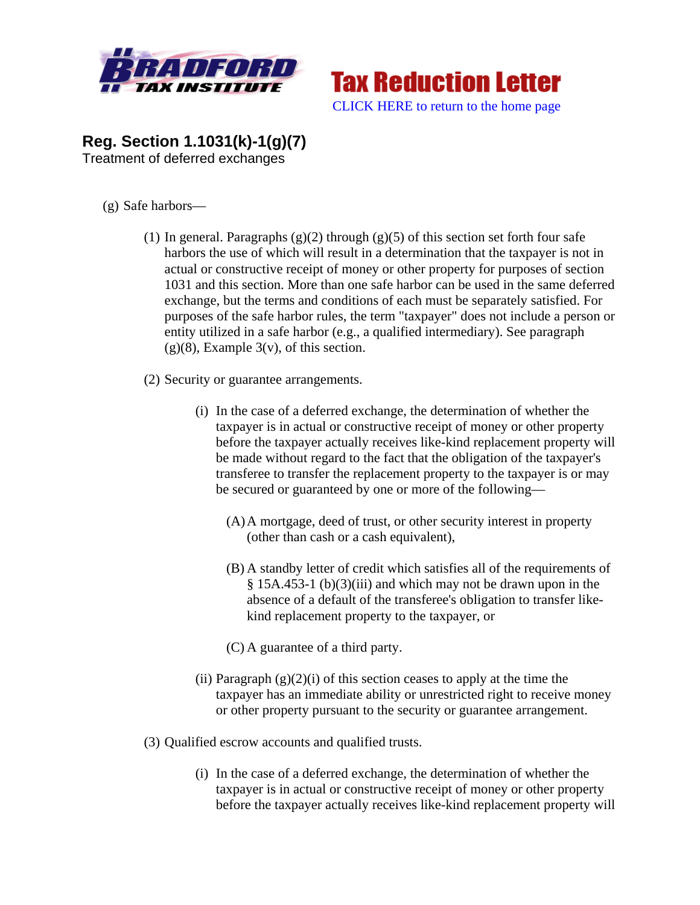Bradford Tax Institute

**Tax Reduction Letter**

CLICK HERE to return to the home page

## Reg. Section 1.1031(k)-1(g)(7)

Treatment of deferred exchanges

(g) Safe harbors—

(1) In general. Paragraphs (g)(2) through (g)(5) of this section set forth four safe harbors the use of which will result in a determination that the taxpayer is not in actual or constructive receipt of money or other property for purposes of section 1031 and this section. More than one safe harbor can be used in the same deferred exchange, but the terms and conditions of each must be separately satisfied. For purposes of the safe harbor rules, the term "taxpayer" does not include a person or entity utilized in a safe harbor (e.g., a qualified intermediary). See paragraph (g)(8), Example 3(v), of this section.

(2) Security or guarantee arrangements.

(i) In the case of a deferred exchange, the determination of whether the taxpayer is in actual or constructive receipt of money or other property before the taxpayer actually receives like-kind replacement property will be made without regard to the fact that the obligation of the taxpayer's transferee to transfer the replacement property to the taxpayer is or may be secured or guaranteed by one or more of the following—

(A) A mortgage, deed of trust, or other security interest in property (other than cash or a cash equivalent),

(B) A standby letter of credit which satisfies all of the requirements of § 15A.453-1 (b)(3)(iii) and which may not be drawn upon in the absence of a default of the transferee's obligation to transfer like-kind replacement property to the taxpayer, or

(C) A guarantee of a third party.

(ii) Paragraph (g)(2)(i) of this section ceases to apply at the time the taxpayer has an immediate ability or unrestricted right to receive money or other property pursuant to the security or guarantee arrangement.

(3) Qualified escrow accounts and qualified trusts.

(i) In the case of a deferred exchange, the determination of whether the taxpayer is in actual or constructive receipt of money or other property before the taxpayer actually receives like-kind replacement property will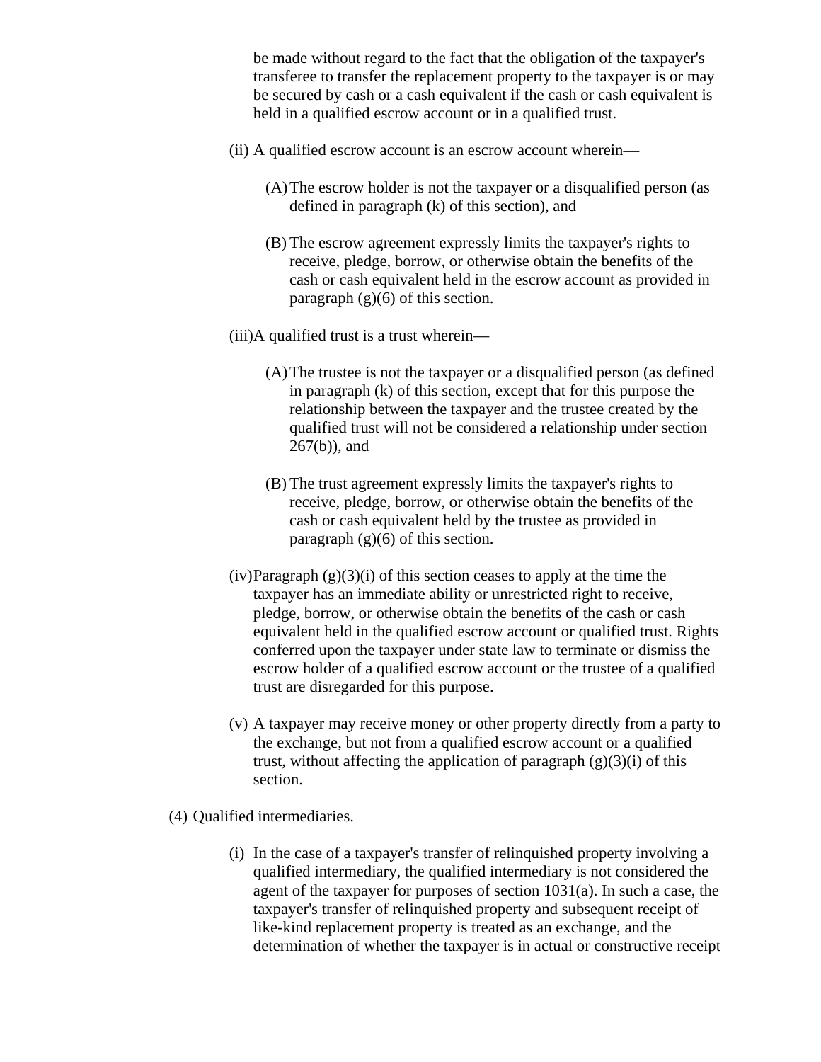be made without regard to the fact that the obligation of the taxpayer's transferee to transfer the replacement property to the taxpayer is or may be secured by cash or a cash equivalent if the cash or cash equivalent is held in a qualified escrow account or in a qualified trust.

(ii) A qualified escrow account is an escrow account wherein—

(A) The escrow holder is not the taxpayer or a disqualified person (as defined in paragraph (k) of this section), and

(B) The escrow agreement expressly limits the taxpayer's rights to receive, pledge, borrow, or otherwise obtain the benefits of the cash or cash equivalent held in the escrow account as provided in paragraph (g)(6) of this section.

(iii) A qualified trust is a trust wherein—

(A) The trustee is not the taxpayer or a disqualified person (as defined in paragraph (k) of this section, except that for this purpose the relationship between the taxpayer and the trustee created by the qualified trust will not be considered a relationship under section 267(b)), and

(B) The trust agreement expressly limits the taxpayer's rights to receive, pledge, borrow, or otherwise obtain the benefits of the cash or cash equivalent held by the trustee as provided in paragraph (g)(6) of this section.

(iv) Paragraph (g)(3)(i) of this section ceases to apply at the time the taxpayer has an immediate ability or unrestricted right to receive, pledge, borrow, or otherwise obtain the benefits of the cash or cash equivalent held in the qualified escrow account or qualified trust. Rights conferred upon the taxpayer under state law to terminate or dismiss the escrow holder of a qualified escrow account or the trustee of a qualified trust are disregarded for this purpose.

(v) A taxpayer may receive money or other property directly from a party to the exchange, but not from a qualified escrow account or a qualified trust, without affecting the application of paragraph (g)(3)(i) of this section.

(4) Qualified intermediaries.

(i) In the case of a taxpayer's transfer of relinquished property involving a qualified intermediary, the qualified intermediary is not considered the agent of the taxpayer for purposes of section 1031(a). In such a case, the taxpayer's transfer of relinquished property and subsequent receipt of like-kind replacement property is treated as an exchange, and the determination of whether the taxpayer is in actual or constructive receipt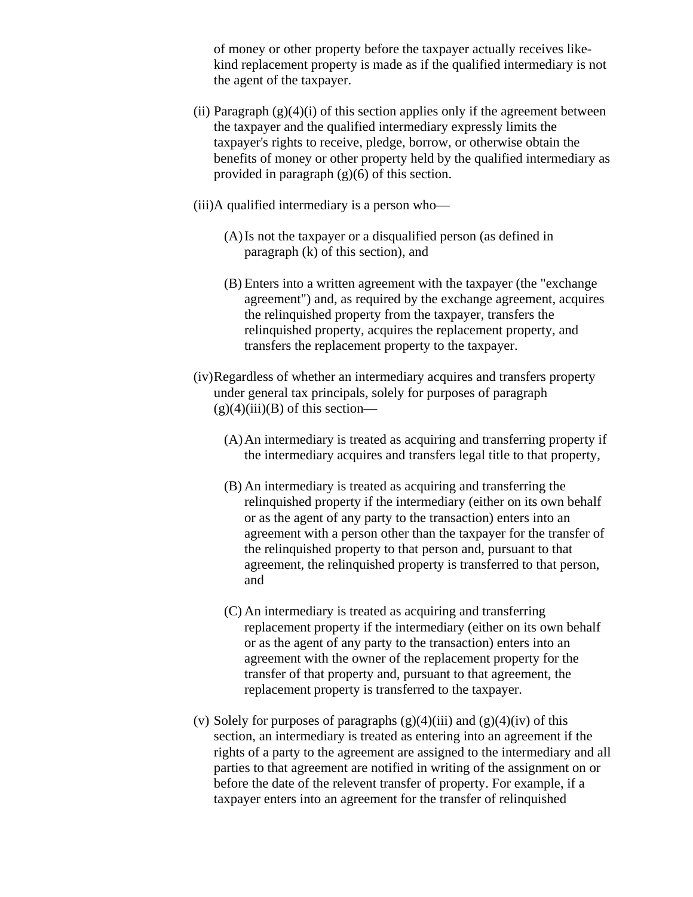of money or other property before the taxpayer actually receives like-kind replacement property is made as if the qualified intermediary is not the agent of the taxpayer.

(ii) Paragraph (g)(4)(i) of this section applies only if the agreement between the taxpayer and the qualified intermediary expressly limits the taxpayer's rights to receive, pledge, borrow, or otherwise obtain the benefits of money or other property held by the qualified intermediary as provided in paragraph (g)(6) of this section.

(iii)A qualified intermediary is a person who—

(A) Is not the taxpayer or a disqualified person (as defined in paragraph (k) of this section), and

(B) Enters into a written agreement with the taxpayer (the "exchange agreement") and, as required by the exchange agreement, acquires the relinquished property from the taxpayer, transfers the relinquished property, acquires the replacement property, and transfers the replacement property to the taxpayer.

(iv)Regardless of whether an intermediary acquires and transfers property under general tax principals, solely for purposes of paragraph (g)(4)(iii)(B) of this section—

(A) An intermediary is treated as acquiring and transferring property if the intermediary acquires and transfers legal title to that property,

(B) An intermediary is treated as acquiring and transferring the relinquished property if the intermediary (either on its own behalf or as the agent of any party to the transaction) enters into an agreement with a person other than the taxpayer for the transfer of the relinquished property to that person and, pursuant to that agreement, the relinquished property is transferred to that person, and

(C) An intermediary is treated as acquiring and transferring replacement property if the intermediary (either on its own behalf or as the agent of any party to the transaction) enters into an agreement with the owner of the replacement property for the transfer of that property and, pursuant to that agreement, the replacement property is transferred to the taxpayer.

(v) Solely for purposes of paragraphs (g)(4)(iii) and (g)(4)(iv) of this section, an intermediary is treated as entering into an agreement if the rights of a party to the agreement are assigned to the intermediary and all parties to that agreement are notified in writing of the assignment on or before the date of the relevent transfer of property. For example, if a taxpayer enters into an agreement for the transfer of relinquished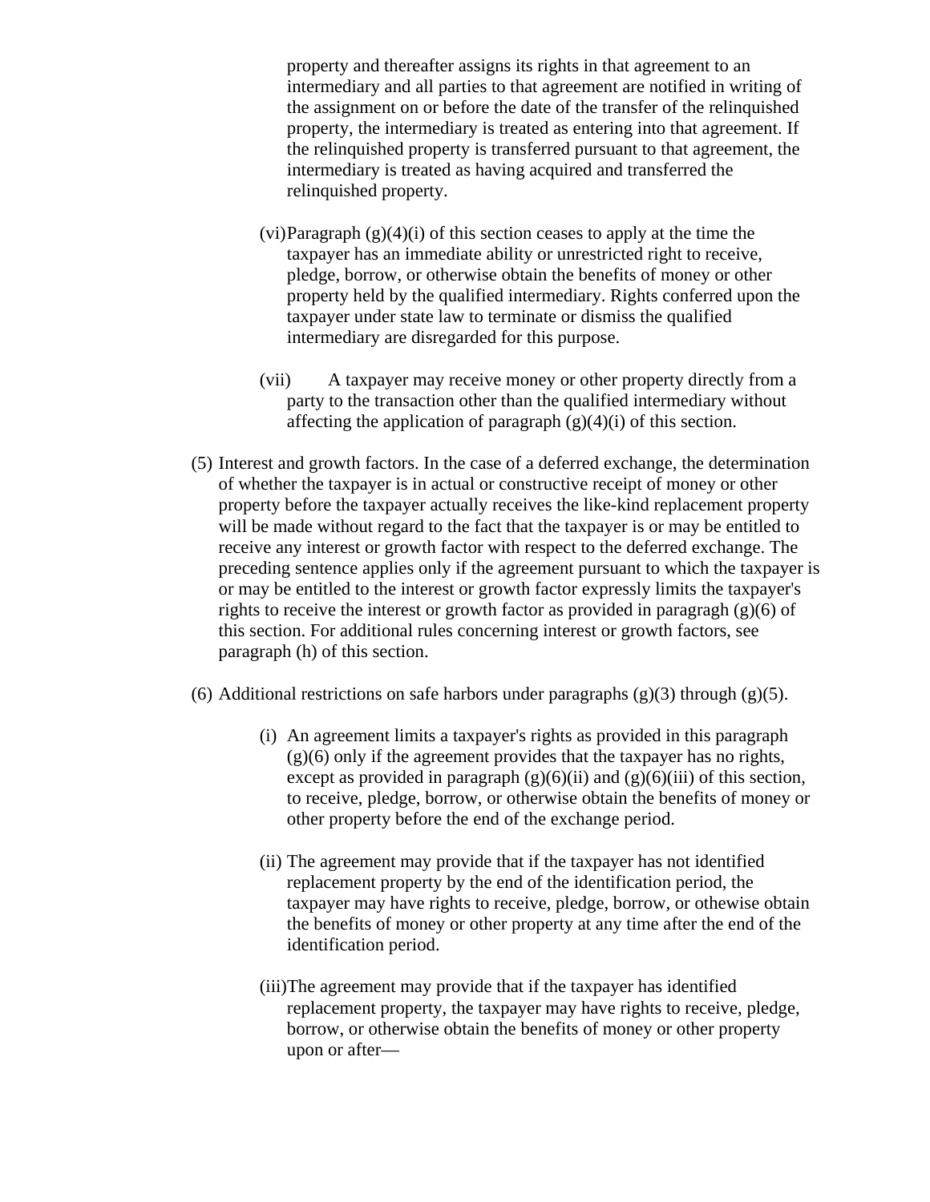property and thereafter assigns its rights in that agreement to an intermediary and all parties to that agreement are notified in writing of the assignment on or before the date of the transfer of the relinquished property, the intermediary is treated as entering into that agreement. If the relinquished property is transferred pursuant to that agreement, the intermediary is treated as having acquired and transferred the relinquished property.

(vi) Paragraph (g)(4)(i) of this section ceases to apply at the time the taxpayer has an immediate ability or unrestricted right to receive, pledge, borrow, or otherwise obtain the benefits of money or other property held by the qualified intermediary. Rights conferred upon the taxpayer under state law to terminate or dismiss the qualified intermediary are disregarded for this purpose.

(vii) A taxpayer may receive money or other property directly from a party to the transaction other than the qualified intermediary without affecting the application of paragraph (g)(4)(i) of this section.

(5) Interest and growth factors. In the case of a deferred exchange, the determination of whether the taxpayer is in actual or constructive receipt of money or other property before the taxpayer actually receives the like-kind replacement property will be made without regard to the fact that the taxpayer is or may be entitled to receive any interest or growth factor with respect to the deferred exchange. The preceding sentence applies only if the agreement pursuant to which the taxpayer is or may be entitled to the interest or growth factor expressly limits the taxpayer's rights to receive the interest or growth factor as provided in paragragh (g)(6) of this section. For additional rules concerning interest or growth factors, see paragraph (h) of this section.

(6) Additional restrictions on safe harbors under paragraphs (g)(3) through (g)(5).

(i) An agreement limits a taxpayer's rights as provided in this paragraph (g)(6) only if the agreement provides that the taxpayer has no rights, except as provided in paragraph (g)(6)(ii) and (g)(6)(iii) of this section, to receive, pledge, borrow, or otherwise obtain the benefits of money or other property before the end of the exchange period.

(ii) The agreement may provide that if the taxpayer has not identified replacement property by the end of the identification period, the taxpayer may have rights to receive, pledge, borrow, or othewise obtain the benefits of money or other property at any time after the end of the identification period.

(iii) The agreement may provide that if the taxpayer has identified replacement property, the taxpayer may have rights to receive, pledge, borrow, or otherwise obtain the benefits of money or other property upon or after—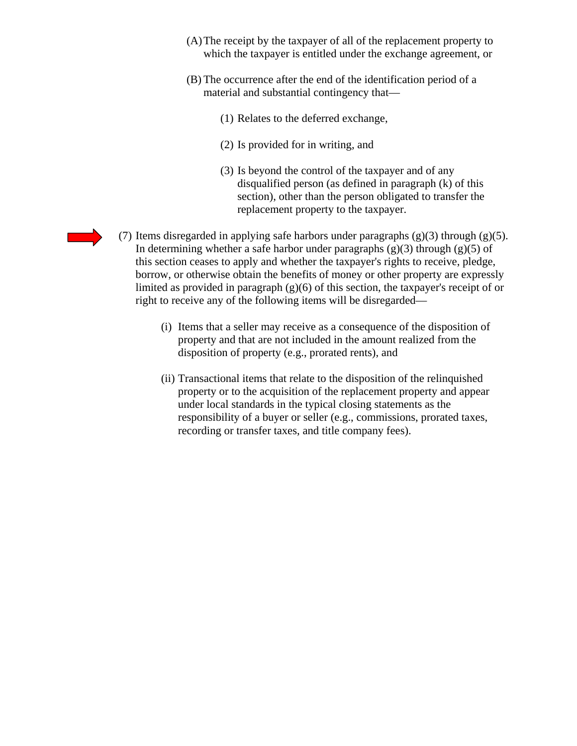(A) The receipt by the taxpayer of all of the replacement property to which the taxpayer is entitled under the exchange agreement, or

(B) The occurrence after the end of the identification period of a material and substantial contingency that—

(1) Relates to the deferred exchange,

(2) Is provided for in writing, and

(3) Is beyond the control of the taxpayer and of any disqualified person (as defined in paragraph (k) of this section), other than the person obligated to transfer the replacement property to the taxpayer.

(7) Items disregarded in applying safe harbors under paragraphs (g)(3) through (g)(5). In determining whether a safe harbor under paragraphs (g)(3) through (g)(5) of this section ceases to apply and whether the taxpayer's rights to receive, pledge, borrow, or otherwise obtain the benefits of money or other property are expressly limited as provided in paragraph (g)(6) of this section, the taxpayer's receipt of or right to receive any of the following items will be disregarded—

(i) Items that a seller may receive as a consequence of the disposition of property and that are not included in the amount realized from the disposition of property (e.g., prorated rents), and

(ii) Transactional items that relate to the disposition of the relinquished property or to the acquisition of the replacement property and appear under local standards in the typical closing statements as the responsibility of a buyer or seller (e.g., commissions, prorated taxes, recording or transfer taxes, and title company fees).